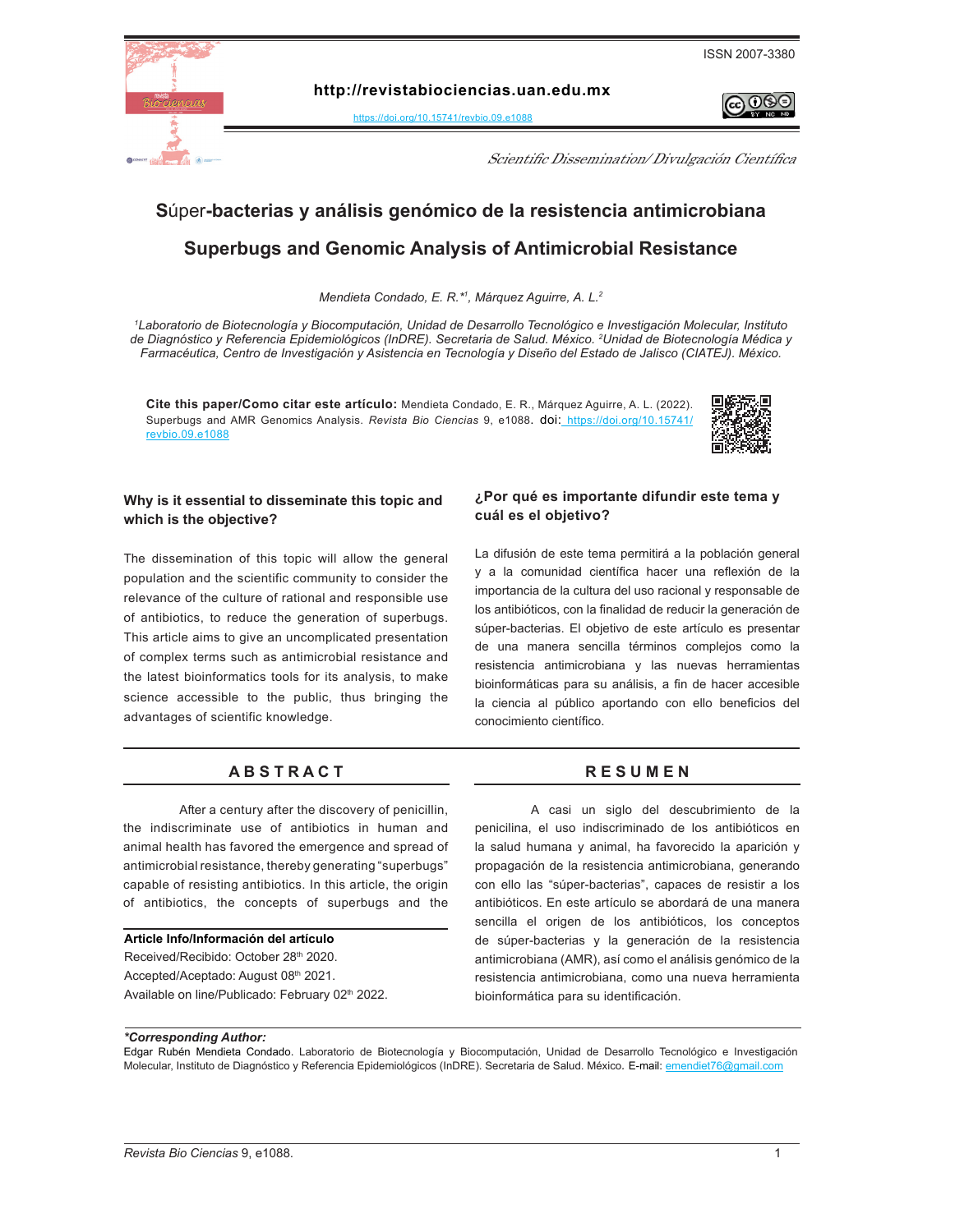ISSN 2007-3380

http://revistabiociencias.uan.edu.mx

https://doi.org/10.15741/revbio.09.e1088

*Scientific Dissemination/ Divulgación Científica*

# Súper-bacterias y análisis genómico de la resistencia antimicrobiana

# Superbugs and Genomic Analysis of Antimicrobial Resistance

*Mendieta Condado, E. R.*[*1], *Márquez Aguirre, A. L.*[2]

[1]*Laboratorio de Biotecnología y Biocomputación, Unidad de Desarrollo Tecnológico e Investigación Molecular, Instituto de Diagnóstico y Referencia Epidemiológicos (InDRE). Secretaria de Salud. México.* [2]*Unidad de Biotecnología Médica y Farmacéutica, Centro de Investigación y Asistencia en Tecnología y Diseño del Estado de Jalisco (CIATEJ). México.*

**Cite this paper/Como citar este artículo:** Mendieta Condado, E. R., Márquez Aguirre, A. L. (2022). Superbugs and AMR Genomics Analysis. *Revista Bio Ciencias* 9, e1088. doi: https://doi.org/10.15741/revbio.09.e1088

### Why is it essential to disseminate this topic and which is the objective?

The dissemination of this topic will allow the general population and the scientific community to consider the relevance of the culture of rational and responsible use of antibiotics, to reduce the generation of superbugs. This article aims to give an uncomplicated presentation of complex terms such as antimicrobial resistance and the latest bioinformatics tools for its analysis, to make science accessible to the public, thus bringing the advantages of scientific knowledge.

### ¿Por qué es importante difundir este tema y cuál es el objetivo?

La difusión de este tema permitirá a la población general y a la comunidad científica hacer una reflexión de la importancia de la cultura del uso racional y responsable de los antibióticos, con la finalidad de reducir la generación de súper-bacterias. El objetivo de este artículo es presentar de una manera sencilla términos complejos como la resistencia antimicrobiana y las nuevas herramientas bioinformáticas para su análisis, a fin de hacer accesible la ciencia al público aportando con ello beneficios del conocimiento científico.

## ABSTRACT

After a century after the discovery of penicillin, the indiscriminate use of antibiotics in human and animal health has favored the emergence and spread of antimicrobial resistance, thereby generating “superbugs” capable of resisting antibiotics. In this article, the origin of antibiotics, the concepts of superbugs and the

**Article Info/Información del artículo**
Received/Recibido: October 28th 2020.
Accepted/Aceptado: August 08th 2021.
Available on line/Publicado: February 02th 2022.

## RESUMEN

A casi un siglo del descubrimiento de la penicilina, el uso indiscriminado de los antibióticos en la salud humana y animal, ha favorecido la aparición y propagación de la resistencia antimicrobiana, generando con ello las “súper-bacterias”, capaces de resistir a los antibióticos. En este artículo se abordará de una manera sencilla el origen de los antibióticos, los conceptos de súper-bacterias y la generación de la resistencia antimicrobiana (AMR), así como el análisis genómico de la resistencia antimicrobiana, como una nueva herramienta bioinformática para su identificación.

***Corresponding Author:**
Edgar Rubén Mendieta Condado. Laboratorio de Biotecnología y Biocomputación, Unidad de Desarrollo Tecnológico e Investigación Molecular, Instituto de Diagnóstico y Referencia Epidemiológicos (InDRE). Secretaria de Salud. México. E-mail: emendiet76@gmail.com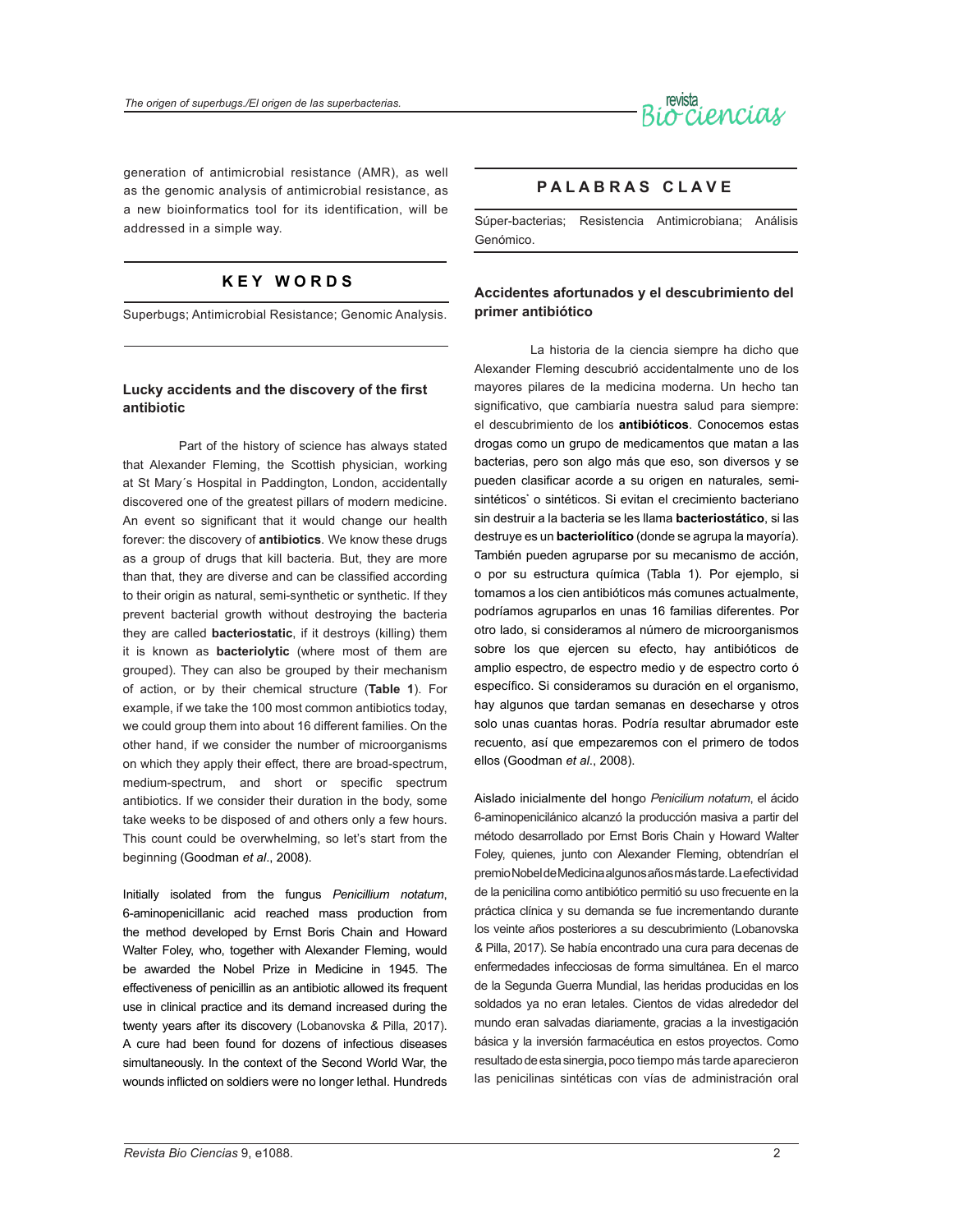generation of antimicrobial resistance (AMR), as well as the genomic analysis of antimicrobial resistance, as a new bioinformatics tool for its identification, will be addressed in a simple way.

## KEY WORDS

Superbugs; Antimicrobial Resistance; Genomic Analysis.

### Lucky accidents and the discovery of the first antibiotic

Part of the history of science has always stated that Alexander Fleming, the Scottish physician, working at St Mary´s Hospital in Paddington, London, accidentally discovered one of the greatest pillars of modern medicine. An event so significant that it would change our health forever: the discovery of **antibiotics**. We know these drugs as a group of drugs that kill bacteria. But, they are more than that, they are diverse and can be classified according to their origin as natural, semi-synthetic or synthetic. If they prevent bacterial growth without destroying the bacteria they are called **bacteriostatic**, if it destroys (killing) them it is known as **bacteriolytic** (where most of them are grouped). They can also be grouped by their mechanism of action, or by their chemical structure (**Table 1**). For example, if we take the 100 most common antibiotics today, we could group them into about 16 different families. On the other hand, if we consider the number of microorganisms on which they apply their effect, there are broad-spectrum, medium-spectrum, and short or specific spectrum antibiotics. If we consider their duration in the body, some take weeks to be disposed of and others only a few hours. This count could be overwhelming, so let's start from the beginning (Goodman *et al*., 2008).

Initially isolated from the fungus *Penicillium notatum*, 6-aminopenicillanic acid reached mass production from the method developed by Ernst Boris Chain and Howard Walter Foley, who, together with Alexander Fleming, would be awarded the Nobel Prize in Medicine in 1945. The effectiveness of penicillin as an antibiotic allowed its frequent use in clinical practice and its demand increased during the twenty years after its discovery (Lobanovska & Pilla, 2017). A cure had been found for dozens of infectious diseases simultaneously. In the context of the Second World War, the wounds inflicted on soldiers were no longer lethal. Hundreds

## PALABRAS CLAVE

Súper-bacterias; Resistencia Antimicrobiana; Análisis Genómico.

### Accidentes afortunados y el descubrimiento del primer antibiótico

La historia de la ciencia siempre ha dicho que Alexander Fleming descubrió accidentalmente uno de los mayores pilares de la medicina moderna. Un hecho tan significativo, que cambiaría nuestra salud para siempre: el descubrimiento de los **antibióticos**. Conocemos estas drogas como un grupo de medicamentos que matan a las bacterias, pero son algo más que eso, son diversos y se pueden clasificar acorde a su origen en naturales, semi-sintéticos` o sintéticos. Si evitan el crecimiento bacteriano sin destruir a la bacteria se les llama **bacteriostático**, si las destruye es un **bacteriolítico** (donde se agrupa la mayoría). También pueden agruparse por su mecanismo de acción, o por su estructura química (Tabla 1). Por ejemplo, si tomamos a los cien antibióticos más comunes actualmente, podríamos agruparlos en unas 16 familias diferentes. Por otro lado, si consideramos al número de microorganismos sobre los que ejercen su efecto, hay antibióticos de amplio espectro, de espectro medio y de espectro corto ó específico. Si consideramos su duración en el organismo, hay algunos que tardan semanas en desecharse y otros solo unas cuantas horas. Podría resultar abrumador este recuento, así que empezaremos con el primero de todos ellos (Goodman *et al*., 2008).

Aislado inicialmente del hongo *Penicilium notatum*, el ácido 6-aminopenicilánico alcanzó la producción masiva a partir del método desarrollado por Ernst Boris Chain y Howard Walter Foley, quienes, junto con Alexander Fleming, obtendrían el premio Nobel de Medicina algunos años más tarde. La efectividad de la penicilina como antibiótico permitió su uso frecuente en la práctica clínica y su demanda se fue incrementando durante los veinte años posteriores a su descubrimiento (Lobanovska & Pilla, 2017). Se había encontrado una cura para decenas de enfermedades infecciosas de forma simultánea. En el marco de la Segunda Guerra Mundial, las heridas producidas en los soldados ya no eran letales. Cientos de vidas alrededor del mundo eran salvadas diariamente, gracias a la investigación básica y la inversión farmacéutica en estos proyectos. Como resultado de esta sinergia, poco tiempo más tarde aparecieron las penicilinas sintéticas con vías de administración oral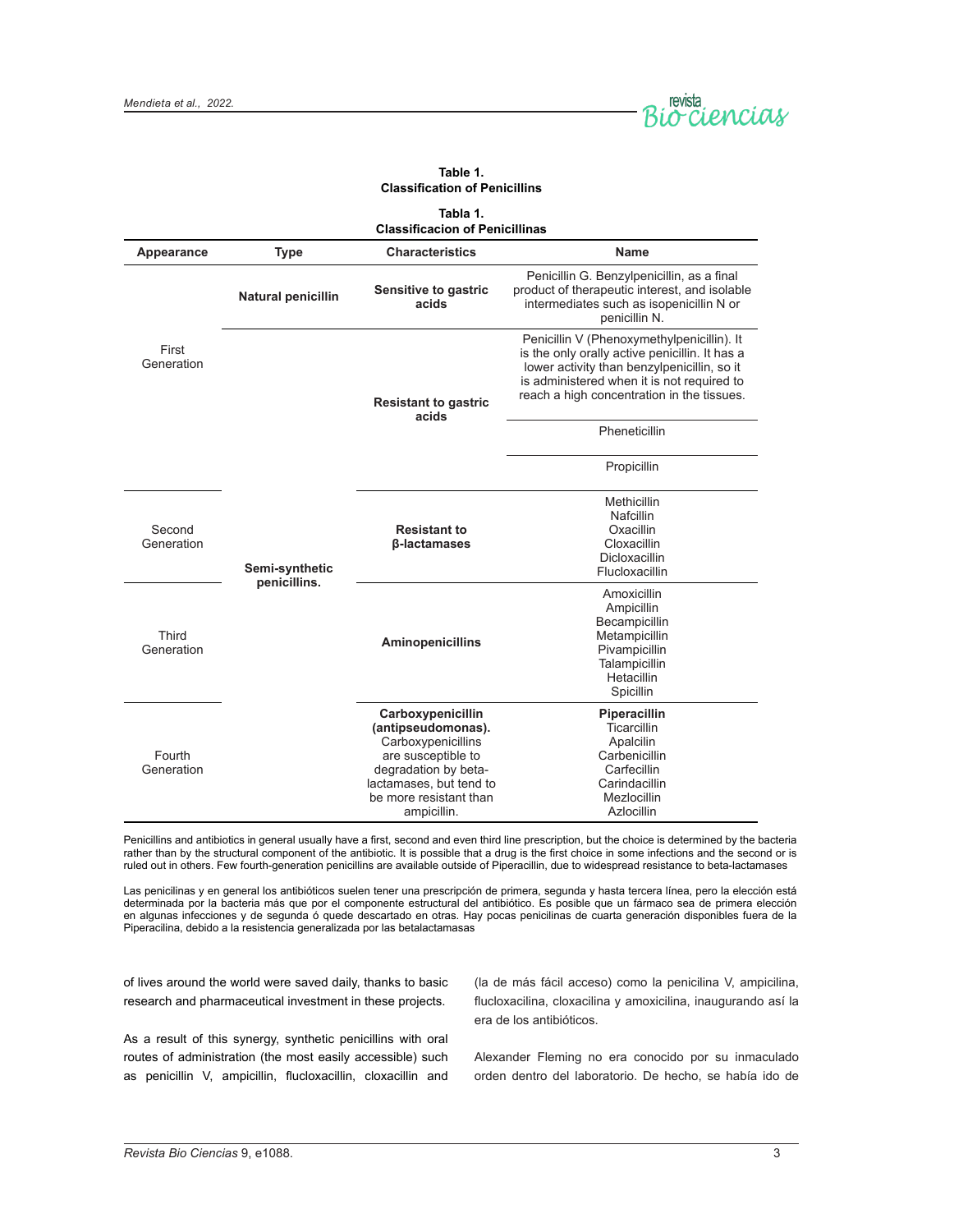**Table 1.**
**Classification of Penicillins**

**Tabla 1.**
**Classificacion of Penicillinas**

| Appearance | Type | Characteristics | Name |
|---|---|---|---|
| First Generation | **Natural penicillin** | **Sensitive to gastric acids** | Penicillin G. Benzylpenicillin, as a final product of therapeutic interest, and isolable intermediates such as isopenicillin N or penicillin N. |
| | **Semi-synthetic penicillins.** | **Resistant to gastric acids** | Penicillin V (Phenoxymethylpenicillin). It is the only orally active penicillin. It has a lower activity than benzylpenicillin, so it is administered when it is not required to reach a high concentration in the tissues. |
| | | | Pheneticillin |
| | | | Propicillin |
| Second Generation | | **Resistant to β-lactamases** | Methicillin<br>Nafcillin<br>Oxacillin<br>Cloxacillin<br>Dicloxacillin<br>Flucloxacillin |
| Third Generation | | **Aminopenicillins** | Amoxicillin<br>Ampicillin<br>Becampicillin<br>Metampicillin<br>Pivampicillin<br>Talampicillin<br>Hetacillin<br>Spicillin |
| Fourth Generation | | **Carboxypenicillin (antipseudomonas).** Carboxypenicillins are susceptible to degradation by beta-lactamases, but tend to be more resistant than ampicillin. | **Piperacillin**<br>Ticarcillin<br>Apalcilin<br>Carbenicillin<br>Carfecillin<br>Carindacillin<br>Mezlocillin<br>Azlocillin |

Penicillins and antibiotics in general usually have a first, second and even third line prescription, but the choice is determined by the bacteria rather than by the structural component of the antibiotic. It is possible that a drug is the first choice in some infections and the second or is ruled out in others. Few fourth-generation penicillins are available outside of Piperacillin, due to widespread resistance to beta-lactamases

Las penicilinas y en general los antibióticos suelen tener una prescripción de primera, segunda y hasta tercera línea, pero la elección está determinada por la bacteria más que por el componente estructural del antibiótico. Es posible que un fármaco sea de primera elección en algunas infecciones y de segunda ó quede descartado en otras. Hay pocas penicilinas de cuarta generación disponibles fuera de la Piperacilina, debido a la resistencia generalizada por las betalactamasas

of lives around the world were saved daily, thanks to basic research and pharmaceutical investment in these projects.

As a result of this synergy, synthetic penicillins with oral routes of administration (the most easily accessible) such as penicillin V, ampicillin, flucloxacillin, cloxacillin and

(la de más fácil acceso) como la penicilina V, ampicilina, flucloxacilina, cloxacilina y amoxicilina, inaugurando así la era de los antibióticos.

Alexander Fleming no era conocido por su inmaculado orden dentro del laboratorio. De hecho, se había ido de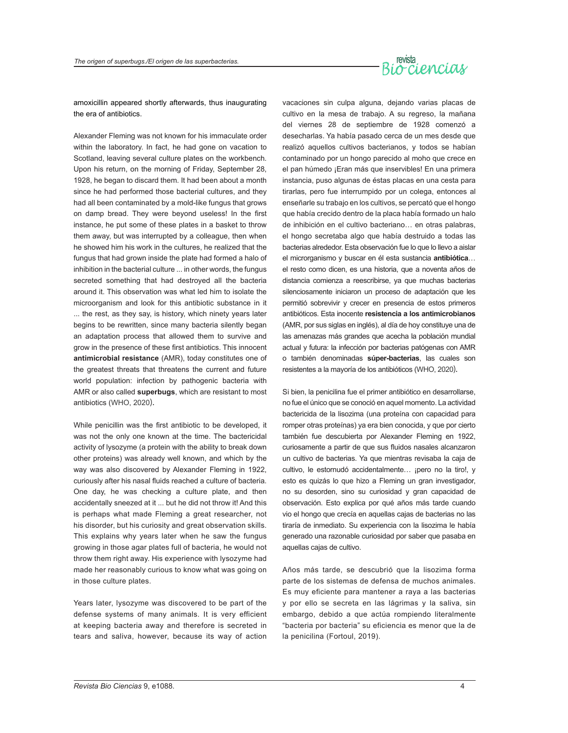amoxicillin appeared shortly afterwards, thus inaugurating the era of antibiotics.

Alexander Fleming was not known for his immaculate order within the laboratory. In fact, he had gone on vacation to Scotland, leaving several culture plates on the workbench. Upon his return, on the morning of Friday, September 28, 1928, he began to discard them. It had been about a month since he had performed those bacterial cultures, and they had all been contaminated by a mold-like fungus that grows on damp bread. They were beyond useless! In the first instance, he put some of these plates in a basket to throw them away, but was interrupted by a colleague, then when he showed him his work in the cultures, he realized that the fungus that had grown inside the plate had formed a halo of inhibition in the bacterial culture ... in other words, the fungus secreted something that had destroyed all the bacteria around it. This observation was what led him to isolate the microorganism and look for this antibiotic substance in it ... the rest, as they say, is history, which ninety years later begins to be rewritten, since many bacteria silently began an adaptation process that allowed them to survive and grow in the presence of these first antibiotics. This innocent **antimicrobial resistance** (AMR), today constitutes one of the greatest threats that threatens the current and future world population: infection by pathogenic bacteria with AMR or also called **superbugs**, which are resistant to most antibiotics (WHO, 2020).

While penicillin was the first antibiotic to be developed, it was not the only one known at the time. The bactericidal activity of lysozyme (a protein with the ability to break down other proteins) was already well known, and which by the way was also discovered by Alexander Fleming in 1922, curiously after his nasal fluids reached a culture of bacteria. One day, he was checking a culture plate, and then accidentally sneezed at it ... but he did not throw it! And this is perhaps what made Fleming a great researcher, not his disorder, but his curiosity and great observation skills. This explains why years later when he saw the fungus growing in those agar plates full of bacteria, he would not throw them right away. His experience with lysozyme had made her reasonably curious to know what was going on in those culture plates.

Years later, lysozyme was discovered to be part of the defense systems of many animals. It is very efficient at keeping bacteria away and therefore is secreted in tears and saliva, however, because its way of action

vacaciones sin culpa alguna, dejando varias placas de cultivo en la mesa de trabajo. A su regreso, la mañana del viernes 28 de septiembre de 1928 comenzó a desecharlas. Ya había pasado cerca de un mes desde que realizó aquellos cultivos bacterianos, y todos se habían contaminado por un hongo parecido al moho que crece en el pan húmedo ¡Eran más que inservibles! En una primera instancia, puso algunas de éstas placas en una cesta para tirarlas, pero fue interrumpido por un colega, entonces al enseñarle su trabajo en los cultivos, se percató que el hongo que había crecido dentro de la placa había formado un halo de inhibición en el cultivo bacteriano… en otras palabras, el hongo secretaba algo que había destruido a todas las bacterias alrededor. Esta observación fue lo que lo llevo a aislar el microrganismo y buscar en él esta sustancia **antibiótica**… el resto como dicen, es una historia, que a noventa años de distancia comienza a reescribirse, ya que muchas bacterias silenciosamente iniciaron un proceso de adaptación que les permitió sobrevivir y crecer en presencia de estos primeros antibióticos. Esta inocente **resistencia a los antimicrobianos** (AMR, por sus siglas en inglés), al día de hoy constituye una de las amenazas más grandes que acecha la población mundial actual y futura: la infección por bacterias patógenas con AMR o también denominadas **súper-bacterias**, las cuales son resistentes a la mayoría de los antibióticos (WHO, 2020).

Si bien, la penicilina fue el primer antibiótico en desarrollarse, no fue el único que se conoció en aquel momento. La actividad bactericida de la lisozima (una proteína con capacidad para romper otras proteínas) ya era bien conocida, y que por cierto también fue descubierta por Alexander Fleming en 1922, curiosamente a partir de que sus fluidos nasales alcanzaron un cultivo de bacterias. Ya que mientras revisaba la caja de cultivo, le estornudó accidentalmente… ¡pero no la tiro!, y esto es quizás lo que hizo a Fleming un gran investigador, no su desorden, sino su curiosidad y gran capacidad de observación. Esto explica por qué años más tarde cuando vio el hongo que crecía en aquellas cajas de bacterias no las tiraría de inmediato. Su experiencia con la lisozima le había generado una razonable curiosidad por saber que pasaba en aquellas cajas de cultivo.

Años más tarde, se descubrió que la lisozima forma parte de los sistemas de defensa de muchos animales. Es muy eficiente para mantener a raya a las bacterias y por ello se secreta en las lágrimas y la saliva, sin embargo, debido a que actúa rompiendo literalmente "bacteria por bacteria" su eficiencia es menor que la de la penicilina (Fortoul, 2019).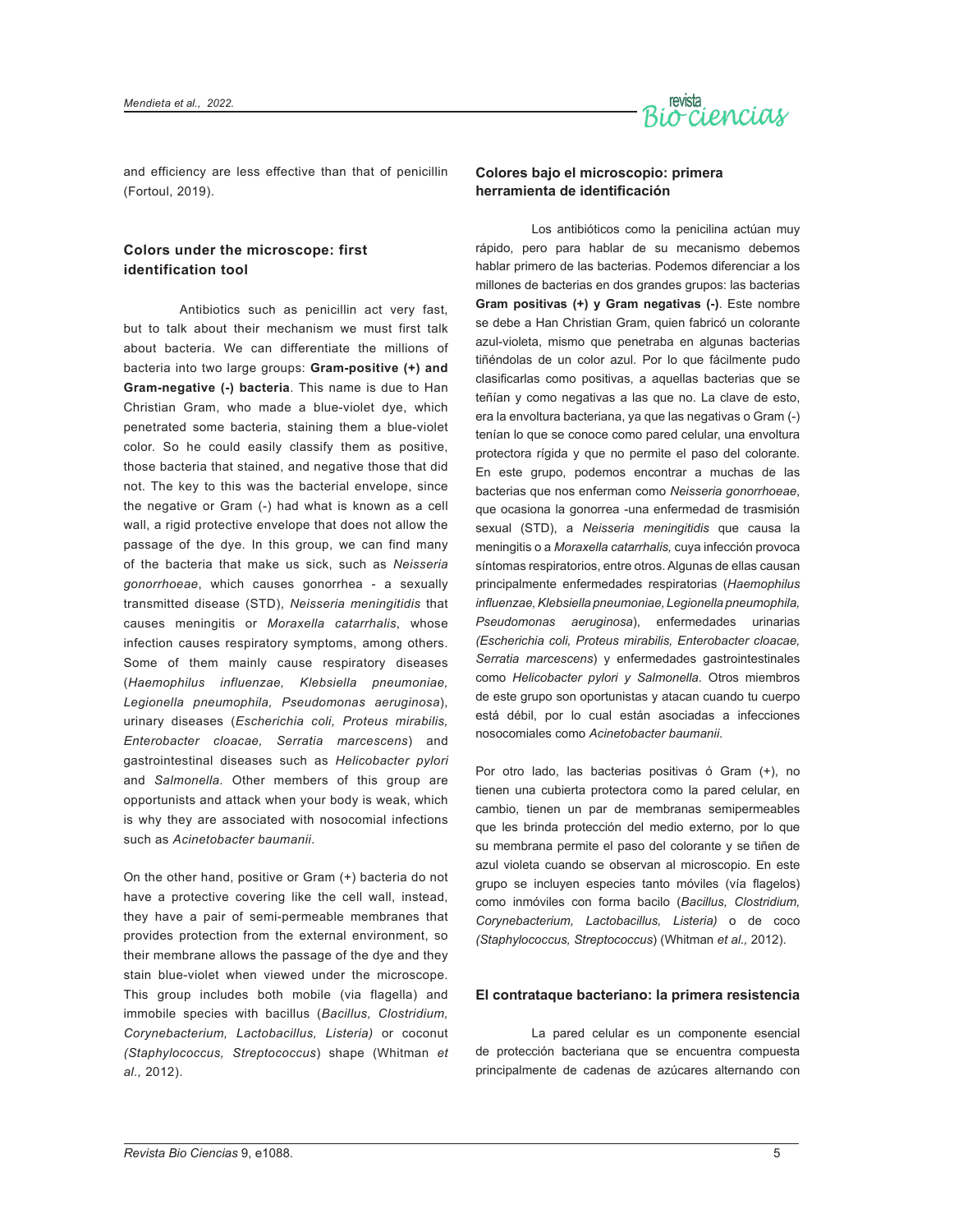and efficiency are less effective than that of penicillin (Fortoul, 2019).

## Colors under the microscope: first identification tool

Antibiotics such as penicillin act very fast, but to talk about their mechanism we must first talk about bacteria. We can differentiate the millions of bacteria into two large groups: **Gram-positive (+) and Gram-negative (-) bacteria**. This name is due to Han Christian Gram, who made a blue-violet dye, which penetrated some bacteria, staining them a blue-violet color. So he could easily classify them as positive, those bacteria that stained, and negative those that did not. The key to this was the bacterial envelope, since the negative or Gram (-) had what is known as a cell wall, a rigid protective envelope that does not allow the passage of the dye. In this group, we can find many of the bacteria that make us sick, such as *Neisseria gonorrhoeae*, which causes gonorrhea - a sexually transmitted disease (STD), *Neisseria meningitidis* that causes meningitis or *Moraxella catarrhalis*, whose infection causes respiratory symptoms, among others. Some of them mainly cause respiratory diseases (*Haemophilus influenzae, Klebsiella pneumoniae, Legionella pneumophila, Pseudomonas aeruginosa*), urinary diseases (*Escherichia coli, Proteus mirabilis, Enterobacter cloacae, Serratia marcescens*) and gastrointestinal diseases such as *Helicobacter pylori* and *Salmonella*. Other members of this group are opportunists and attack when your body is weak, which is why they are associated with nosocomial infections such as *Acinetobacter baumanii*.

On the other hand, positive or Gram (+) bacteria do not have a protective covering like the cell wall, instead, they have a pair of semi-permeable membranes that provides protection from the external environment, so their membrane allows the passage of the dye and they stain blue-violet when viewed under the microscope. This group includes both mobile (via flagella) and immobile species with bacillus (*Bacillus, Clostridium, Corynebacterium, Lactobacillus, Listeria)* or coconut *(Staphylococcus, Streptococcus*) shape (Whitman *et al.,* 2012).

## Colores bajo el microscopio: primera herramienta de identificación

Los antibióticos como la penicilina actúan muy rápido, pero para hablar de su mecanismo debemos hablar primero de las bacterias. Podemos diferenciar a los millones de bacterias en dos grandes grupos: las bacterias **Gram positivas (+) y Gram negativas (-)**. Este nombre se debe a Han Christian Gram, quien fabricó un colorante azul-violeta, mismo que penetraba en algunas bacterias tiñéndolas de un color azul. Por lo que fácilmente pudo clasificarlas como positivas, a aquellas bacterias que se teñían y como negativas a las que no. La clave de esto, era la envoltura bacteriana, ya que las negativas o Gram (-) tenían lo que se conoce como pared celular, una envoltura protectora rígida y que no permite el paso del colorante. En este grupo, podemos encontrar a muchas de las bacterias que nos enferman como *Neisseria gonorrhoeae*, que ocasiona la gonorrea -una enfermedad de trasmisión sexual (STD), a *Neisseria meningitidis* que causa la meningitis o a *Moraxella catarrhalis,* cuya infección provoca síntomas respiratorios, entre otros. Algunas de ellas causan principalmente enfermedades respiratorias (*Haemophilus influenzae, Klebsiella pneumoniae, Legionella pneumophila, Pseudomonas aeruginosa*), enfermedades urinarias *(Escherichia coli, Proteus mirabilis, Enterobacter cloacae, Serratia marcescens*) y enfermedades gastrointestinales como *Helicobacter pylori y Salmonella*. Otros miembros de este grupo son oportunistas y atacan cuando tu cuerpo está débil, por lo cual están asociadas a infecciones nosocomiales como *Acinetobacter baumanii.*

Por otro lado, las bacterias positivas ó Gram (+), no tienen una cubierta protectora como la pared celular, en cambio, tienen un par de membranas semipermeables que les brinda protección del medio externo, por lo que su membrana permite el paso del colorante y se tiñen de azul violeta cuando se observan al microscopio. En este grupo se incluyen especies tanto móviles (vía flagelos) como inmóviles con forma bacilo (*Bacillus, Clostridium, Corynebacterium, Lactobacillus, Listeria)* o de coco *(Staphylococcus, Streptococcus*) (Whitman *et al.,* 2012).

## El contrataque bacteriano: la primera resistencia

La pared celular es un componente esencial de protección bacteriana que se encuentra compuesta principalmente de cadenas de azúcares alternando con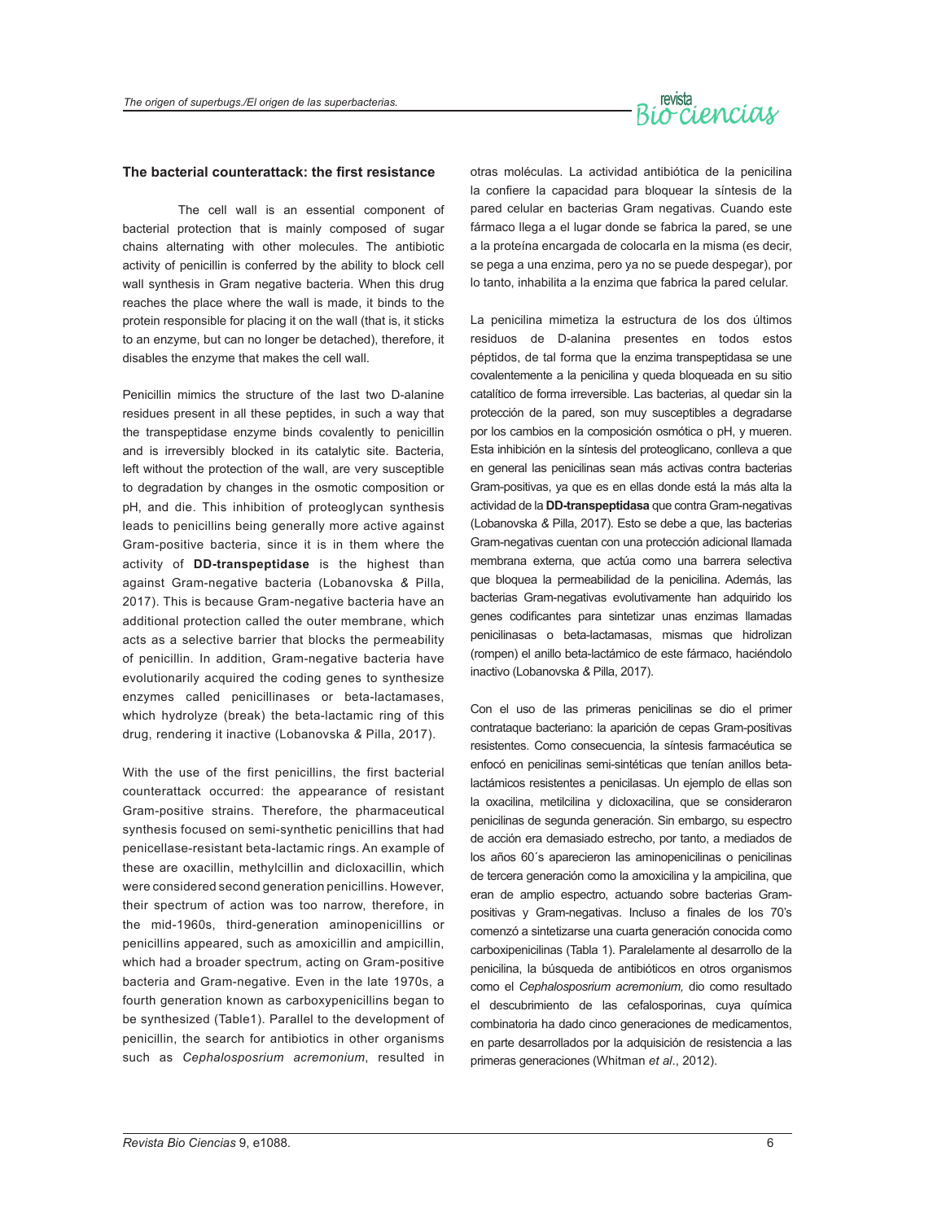### The bacterial counterattack: the first resistance

The cell wall is an essential component of bacterial protection that is mainly composed of sugar chains alternating with other molecules. The antibiotic activity of penicillin is conferred by the ability to block cell wall synthesis in Gram negative bacteria. When this drug reaches the place where the wall is made, it binds to the protein responsible for placing it on the wall (that is, it sticks to an enzyme, but can no longer be detached), therefore, it disables the enzyme that makes the cell wall.

Penicillin mimics the structure of the last two D-alanine residues present in all these peptides, in such a way that the transpeptidase enzyme binds covalently to penicillin and is irreversibly blocked in its catalytic site. Bacteria, left without the protection of the wall, are very susceptible to degradation by changes in the osmotic composition or pH, and die. This inhibition of proteoglycan synthesis leads to penicillins being generally more active against Gram-positive bacteria, since it is in them where the activity of **DD-transpeptidase** is the highest than against Gram-negative bacteria (Lobanovska & Pilla, 2017). This is because Gram-negative bacteria have an additional protection called the outer membrane, which acts as a selective barrier that blocks the permeability of penicillin. In addition, Gram-negative bacteria have evolutionarily acquired the coding genes to synthesize enzymes called penicillinases or beta-lactamases, which hydrolyze (break) the beta-lactamic ring of this drug, rendering it inactive (Lobanovska & Pilla, 2017).

With the use of the first penicillins, the first bacterial counterattack occurred: the appearance of resistant Gram-positive strains. Therefore, the pharmaceutical synthesis focused on semi-synthetic penicillins that had penicellase-resistant beta-lactamic rings. An example of these are oxacillin, methylcillin and dicloxacillin, which were considered second generation penicillins. However, their spectrum of action was too narrow, therefore, in the mid-1960s, third-generation aminopenicillins or penicillins appeared, such as amoxicillin and ampicillin, which had a broader spectrum, acting on Gram-positive bacteria and Gram-negative. Even in the late 1970s, a fourth generation known as carboxypenicillins began to be synthesized (Table1). Parallel to the development of penicillin, the search for antibiotics in other organisms such as *Cephalosporium acremonium*, resulted in otras moléculas. La actividad antibiótica de la penicilina la confiere la capacidad para bloquear la síntesis de la pared celular en bacterias Gram negativas. Cuando este fármaco llega a el lugar donde se fabrica la pared, se une a la proteína encargada de colocarla en la misma (es decir, se pega a una enzima, pero ya no se puede despegar), por lo tanto, inhabilita a la enzima que fabrica la pared celular.

La penicilina mimetiza la estructura de los dos últimos residuos de D-alanina presentes en todos estos péptidos, de tal forma que la enzima transpeptidasa se une covalentemente a la penicilina y queda bloqueada en su sitio catalítico de forma irreversible. Las bacterias, al quedar sin la protección de la pared, son muy susceptibles a degradarse por los cambios en la composición osmótica o pH, y mueren. Esta inhibición en la síntesis del proteoglicano, conlleva a que en general las penicilinas sean más activas contra bacterias Gram-positivas, ya que es en ellas donde está la más alta la actividad de la **DD-transpeptidasa** que contra Gram-negativas (Lobanovska & Pilla, 2017). Esto se debe a que, las bacterias Gram-negativas cuentan con una protección adicional llamada membrana externa, que actúa como una barrera selectiva que bloquea la permeabilidad de la penicilina. Además, las bacterias Gram-negativas evolutivamente han adquirido los genes codificantes para sintetizar unas enzimas llamadas penicilinasas o beta-lactamasas, mismas que hidrolizan (rompen) el anillo beta-lactámico de este fármaco, haciéndolo inactivo (Lobanovska & Pilla, 2017).

Con el uso de las primeras penicilinas se dio el primer contrataque bacteriano: la aparición de cepas Gram-positivas resistentes. Como consecuencia, la síntesis farmacéutica se enfocó en penicilinas semi-sintéticas que tenían anillos beta-lactámicos resistentes a penicilasas. Un ejemplo de ellas son la oxacilina, metilcilina y dicloxacilina, que se consideraron penicilinas de segunda generación. Sin embargo, su espectro de acción era demasiado estrecho, por tanto, a mediados de los años 60´s aparecieron las aminopenicilinas o penicilinas de tercera generación como la amoxicilina y la ampicilina, que eran de amplio espectro, actuando sobre bacterias Gram-positivas y Gram-negativas. Incluso a finales de los 70's comenzó a sintetizarse una cuarta generación conocida como carboxipenicilinas (Tabla 1). Paralelamente al desarrollo de la penicilina, la búsqueda de antibióticos en otros organismos como el *Cephalosposrium acremonium,* dio como resultado el descubrimiento de las cefalosporinas, cuya química combinatoria ha dado cinco generaciones de medicamentos, en parte desarrollados por la adquisición de resistencia a las primeras generaciones (Whitman *et al*., 2012).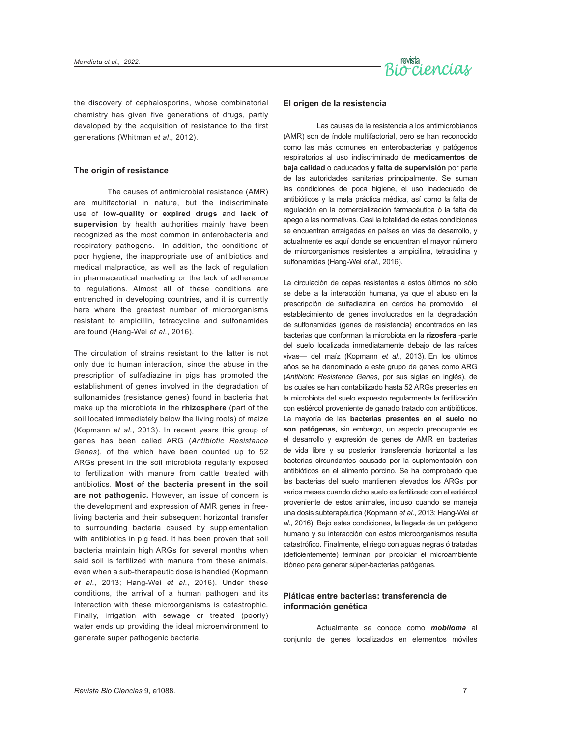the discovery of cephalosporins, whose combinatorial chemistry has given five generations of drugs, partly developed by the acquisition of resistance to the first generations (Whitman *et al*., 2012).

### The origin of resistance

The causes of antimicrobial resistance (AMR) are multifactorial in nature, but the indiscriminate use of **low-quality or expired drugs** and **lack of supervision** by health authorities mainly have been recognized as the most common in enterobacteria and respiratory pathogens. In addition, the conditions of poor hygiene, the inappropriate use of antibiotics and medical malpractice, as well as the lack of regulation in pharmaceutical marketing or the lack of adherence to regulations. Almost all of these conditions are entrenched in developing countries, and it is currently here where the greatest number of microorganisms resistant to ampicillin, tetracycline and sulfonamides are found (Hang-Wei *et al*., 2016).

The circulation of strains resistant to the latter is not only due to human interaction, since the abuse in the prescription of sulfadiazine in pigs has promoted the establishment of genes involved in the degradation of sulfonamides (resistance genes) found in bacteria that make up the microbiota in the **rhizosphere** (part of the soil located immediately below the living roots) of maize (Kopmann *et al*., 2013). In recent years this group of genes has been called ARG (*Antibiotic Resistance Genes*), of the which have been counted up to 52 ARGs present in the soil microbiota regularly exposed to fertilization with manure from cattle treated with antibiotics. **Most of the bacteria present in the soil are not pathogenic.** However, an issue of concern is the development and expression of AMR genes in free-living bacteria and their subsequent horizontal transfer to surrounding bacteria caused by supplementation with antibiotics in pig feed. It has been proven that soil bacteria maintain high ARGs for several months when said soil is fertilized with manure from these animals, even when a sub-therapeutic dose is handled (Kopmann *et al*., 2013; Hang-Wei *et al*., 2016). Under these conditions, the arrival of a human pathogen and its Interaction with these microorganisms is catastrophic. Finally, irrigation with sewage or treated (poorly) water ends up providing the ideal microenvironment to generate super pathogenic bacteria.

### El origen de la resistencia

Las causas de la resistencia a los antimicrobianos (AMR) son de índole multifactorial, pero se han reconocido como las más comunes en enterobacterias y patógenos respiratorios al uso indiscriminado de **medicamentos de baja calidad** o caducados **y falta de supervisión** por parte de las autoridades sanitarias principalmente. Se suman las condiciones de poca higiene, el uso inadecuado de antibióticos y la mala práctica médica, así como la falta de regulación en la comercialización farmacéutica ó la falta de apego a las normativas. Casi la totalidad de estas condiciones se encuentran arraigadas en países en vías de desarrollo, y actualmente es aquí donde se encuentran el mayor número de microorganismos resistentes a ampicilina, tetraciclina y sulfonamidas (Hang-Wei *et al*., 2016).

La circulación de cepas resistentes a estos últimos no sólo se debe a la interacción humana, ya que el abuso en la prescripción de sulfadiazina en cerdos ha promovido el establecimiento de genes involucrados en la degradación de sulfonamidas (genes de resistencia) encontrados en las bacterias que conforman la microbiota en la **rizosfera** -parte del suelo localizada inmediatamente debajo de las raíces vivas— del maíz (Kopmann *et al*., 2013). En los últimos años se ha denominado a este grupo de genes como ARG (*Antibiotic Resistance Genes*, por sus siglas en inglés), de los cuales se han contabilizado hasta 52 ARGs presentes en la microbiota del suelo expuesto regularmente la fertilización con estiércol proveniente de ganado tratado con antibióticos. La mayoría de las **bacterias presentes en el suelo no son patógenas,** sin embargo, un aspecto preocupante es el desarrollo y expresión de genes de AMR en bacterias de vida libre y su posterior transferencia horizontal a las bacterias circundantes causado por la suplementación con antibióticos en el alimento porcino. Se ha comprobado que las bacterias del suelo mantienen elevados los ARGs por varios meses cuando dicho suelo es fertilizado con el estiércol proveniente de estos animales, incluso cuando se maneja una dosis subterapéutica (Kopmann *et al*., 2013; Hang-Wei *et al*., 2016). Bajo estas condiciones, la llegada de un patógeno humano y su interacción con estos microorganismos resulta catastrófico. Finalmente, el riego con aguas negras ó tratadas (deficientemente) terminan por propiciar el microambiente idóneo para generar súper-bacterias patógenas.

### Pláticas entre bacterias: transferencia de información genética

Actualmente se conoce como ***mobiloma*** al conjunto de genes localizados en elementos móviles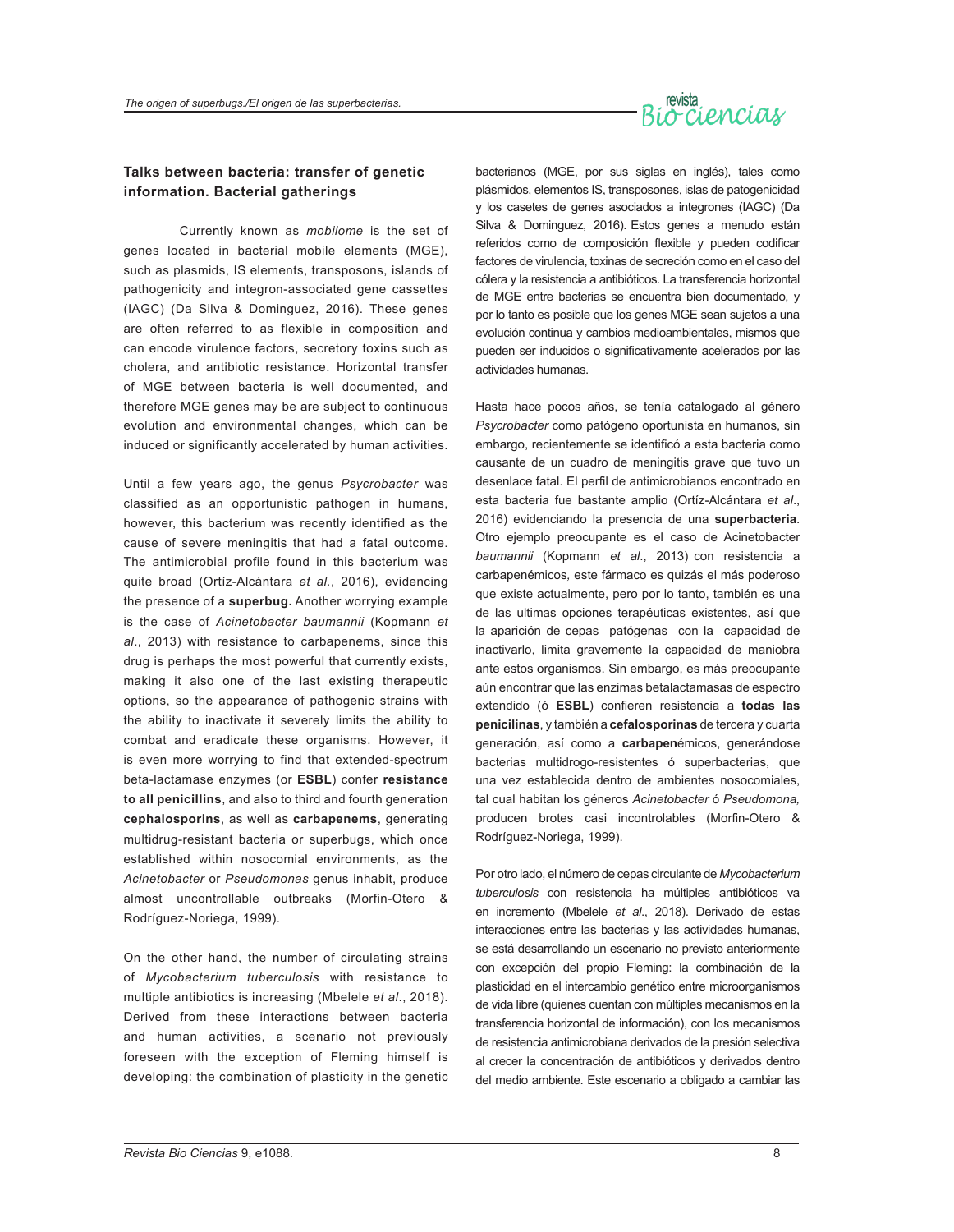**Talks between bacteria: transfer of genetic information. Bacterial gatherings**

Currently known as *mobilome* is the set of genes located in bacterial mobile elements (MGE), such as plasmids, IS elements, transposons, islands of pathogenicity and integron-associated gene cassettes (IAGC) (Da Silva & Dominguez, 2016). These genes are often referred to as flexible in composition and can encode virulence factors, secretory toxins such as cholera, and antibiotic resistance. Horizontal transfer of MGE between bacteria is well documented, and therefore MGE genes may be are subject to continuous evolution and environmental changes, which can be induced or significantly accelerated by human activities.

Until a few years ago, the genus *Psycrobacter* was classified as an opportunistic pathogen in humans, however, this bacterium was recently identified as the cause of severe meningitis that had a fatal outcome. The antimicrobial profile found in this bacterium was quite broad (Ortíz-Alcántara *et al.*, 2016), evidencing the presence of a **superbug.** Another worrying example is the case of *Acinetobacter baumannii* (Kopmann *et al*., 2013) with resistance to carbapenems, since this drug is perhaps the most powerful that currently exists, making it also one of the last existing therapeutic options, so the appearance of pathogenic strains with the ability to inactivate it severely limits the ability to combat and eradicate these organisms. However, it is even more worrying to find that extended-spectrum beta-lactamase enzymes (or **ESBL**) confer **resistance to all penicillins**, and also to third and fourth generation **cephalosporins**, as well as **carbapenems**, generating multidrug-resistant bacteria or superbugs, which once established within nosocomial environments, as the *Acinetobacter* or *Pseudomonas* genus inhabit, produce almost uncontrollable outbreaks (Morfin-Otero & Rodríguez-Noriega, 1999).

On the other hand, the number of circulating strains of *Mycobacterium tuberculosis* with resistance to multiple antibiotics is increasing (Mbelele *et al*., 2018). Derived from these interactions between bacteria and human activities, a scenario not previously foreseen with the exception of Fleming himself is developing: the combination of plasticity in the genetic

bacterianos (MGE, por sus siglas en inglés), tales como plásmidos, elementos IS, transposones, islas de patogenicidad y los casetes de genes asociados a integrones (IAGC) (Da Silva & Dominguez, 2016). Estos genes a menudo están referidos como de composición flexible y pueden codificar factores de virulencia, toxinas de secreción como en el caso del cólera y la resistencia a antibióticos. La transferencia horizontal de MGE entre bacterias se encuentra bien documentado, y por lo tanto es posible que los genes MGE sean sujetos a una evolución continua y cambios medioambientales, mismos que pueden ser inducidos o significativamente acelerados por las actividades humanas.

Hasta hace pocos años, se tenía catalogado al género *Psycrobacter* como patógeno oportunista en humanos, sin embargo, recientemente se identificó a esta bacteria como causante de un cuadro de meningitis grave que tuvo un desenlace fatal. El perfil de antimicrobianos encontrado en esta bacteria fue bastante amplio (Ortíz-Alcántara *et al*., 2016) evidenciando la presencia de una **superbacteria**. Otro ejemplo preocupante es el caso de Acinetobacter *baumannii* (Kopmann *et al*., 2013) con resistencia a carbapenémicos, este fármaco es quizás el más poderoso que existe actualmente, pero por lo tanto, también es una de las ultimas opciones terapéuticas existentes, así que la aparición de cepas patógenas con la capacidad de inactivarlo, limita gravemente la capacidad de maniobra ante estos organismos. Sin embargo, es más preocupante aún encontrar que las enzimas betalactamasas de espectro extendido (ó **ESBL**) confieren resistencia a **todas las penicilinas**, y también a **cefalosporinas** de tercera y cuarta generación, así como a **carbapen**émicos, generándose bacterias multidrogo-resistentes ó superbacterias, que una vez establecida dentro de ambientes nosocomiales, tal cual habitan los géneros *Acinetobacter* ó *Pseudomona,* producen brotes casi incontrolables (Morfin-Otero & Rodríguez-Noriega, 1999).

Por otro lado, el número de cepas circulante de *Mycobacterium tuberculosis* con resistencia ha múltiples antibióticos va en incremento (Mbelele *et al*., 2018). Derivado de estas interacciones entre las bacterias y las actividades humanas, se está desarrollando un escenario no previsto anteriormente con excepción del propio Fleming: la combinación de la plasticidad en el intercambio genético entre microorganismos de vida libre (quienes cuentan con múltiples mecanismos en la transferencia horizontal de información), con los mecanismos de resistencia antimicrobiana derivados de la presión selectiva al crecer la concentración de antibióticos y derivados dentro del medio ambiente. Este escenario a obligado a cambiar las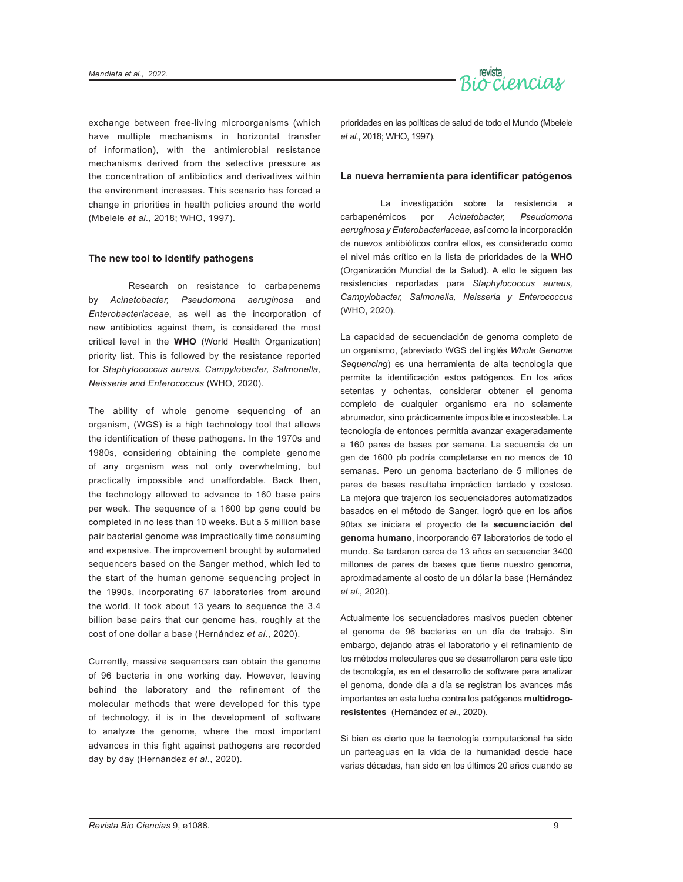exchange between free-living microorganisms (which have multiple mechanisms in horizontal transfer of information), with the antimicrobial resistance mechanisms derived from the selective pressure as the concentration of antibiotics and derivatives within the environment increases. This scenario has forced a change in priorities in health policies around the world (Mbelele *et al*., 2018; WHO, 1997).

## The new tool to identify pathogens

Research on resistance to carbapenems by *Acinetobacter, Pseudomona aeruginosa* and *Enterobacteriaceae*, as well as the incorporation of new antibiotics against them, is considered the most critical level in the **WHO** (World Health Organization) priority list. This is followed by the resistance reported for *Staphylococcus aureus, Campylobacter, Salmonella, Neisseria and Enterococcus* (WHO, 2020).

The ability of whole genome sequencing of an organism, (WGS) is a high technology tool that allows the identification of these pathogens. In the 1970s and 1980s, considering obtaining the complete genome of any organism was not only overwhelming, but practically impossible and unaffordable. Back then, the technology allowed to advance to 160 base pairs per week. The sequence of a 1600 bp gene could be completed in no less than 10 weeks. But a 5 million base pair bacterial genome was impractically time consuming and expensive. The improvement brought by automated sequencers based on the Sanger method, which led to the start of the human genome sequencing project in the 1990s, incorporating 67 laboratories from around the world. It took about 13 years to sequence the 3.4 billion base pairs that our genome has, roughly at the cost of one dollar a base (Hernández *et al*., 2020).

Currently, massive sequencers can obtain the genome of 96 bacteria in one working day. However, leaving behind the laboratory and the refinement of the molecular methods that were developed for this type of technology, it is in the development of software to analyze the genome, where the most important advances in this fight against pathogens are recorded day by day (Hernández *et al*., 2020).

prioridades en las políticas de salud de todo el Mundo (Mbelele *et al*., 2018; WHO, 1997).

## La nueva herramienta para identificar patógenos

La investigación sobre la resistencia a carbapenémicos por *Acinetobacter, Pseudomona aeruginosa y Enterobacteriaceae,* así como la incorporación de nuevos antibióticos contra ellos, es considerado como el nivel más crítico en la lista de prioridades de la **WHO** (Organización Mundial de la Salud). A ello le siguen las resistencias reportadas para *Staphylococcus aureus, Campylobacter, Salmonella, Neisseria y Enterococcus* (WHO, 2020).

La capacidad de secuenciación de genoma completo de un organismo, (abreviado WGS del inglés *Whole Genome Sequencing*) es una herramienta de alta tecnología que permite la identificación estos patógenos. En los años setentas y ochentas, considerar obtener el genoma completo de cualquier organismo era no solamente abrumador, sino prácticamente imposible e incosteable. La tecnología de entonces permitía avanzar exageradamente a 160 pares de bases por semana. La secuencia de un gen de 1600 pb podría completarse en no menos de 10 semanas. Pero un genoma bacteriano de 5 millones de pares de bases resultaba impráctico tardado y costoso. La mejora que trajeron los secuenciadores automatizados basados en el método de Sanger, logró que en los años 90tas se iniciara el proyecto de la **secuenciación del genoma humano**, incorporando 67 laboratorios de todo el mundo. Se tardaron cerca de 13 años en secuenciar 3400 millones de pares de bases que tiene nuestro genoma, aproximadamente al costo de un dólar la base (Hernández *et al*., 2020).

Actualmente los secuenciadores masivos pueden obtener el genoma de 96 bacterias en un día de trabajo. Sin embargo, dejando atrás el laboratorio y el refinamiento de los métodos moleculares que se desarrollaron para este tipo de tecnología, es en el desarrollo de software para analizar el genoma, donde día a día se registran los avances más importantes en esta lucha contra los patógenos **multidrogo-resistentes** (Hernández *et al*., 2020).

Si bien es cierto que la tecnología computacional ha sido un parteaguas en la vida de la humanidad desde hace varias décadas, han sido en los últimos 20 años cuando se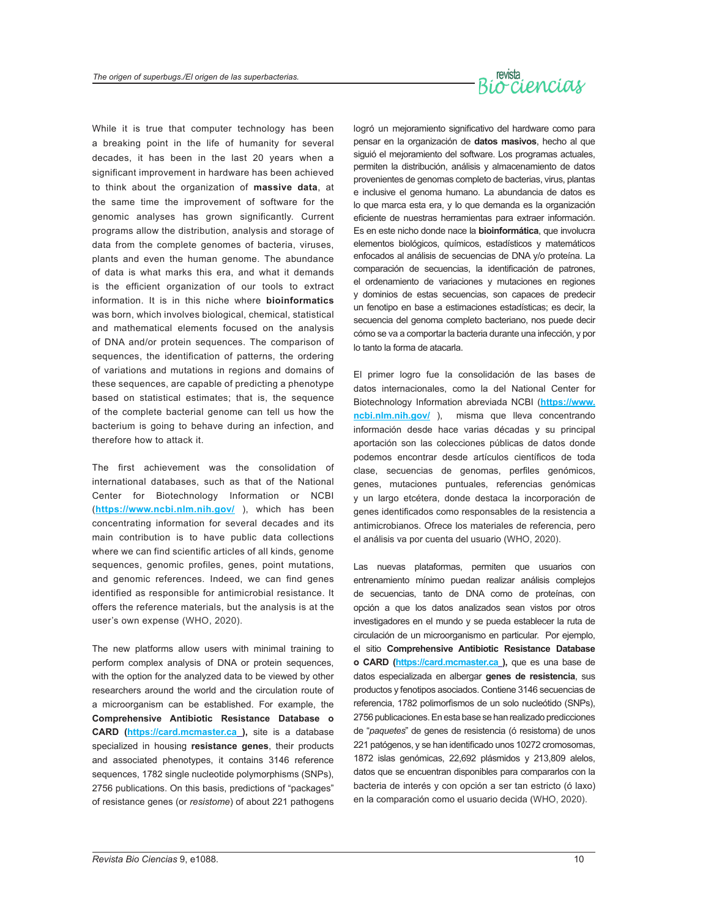While it is true that computer technology has been a breaking point in the life of humanity for several decades, it has been in the last 20 years when a significant improvement in hardware has been achieved to think about the organization of **massive data**, at the same time the improvement of software for the genomic analyses has grown significantly. Current programs allow the distribution, analysis and storage of data from the complete genomes of bacteria, viruses, plants and even the human genome. The abundance of data is what marks this era, and what it demands is the efficient organization of our tools to extract information. It is in this niche where **bioinformatics** was born, which involves biological, chemical, statistical and mathematical elements focused on the analysis of DNA and/or protein sequences. The comparison of sequences, the identification of patterns, the ordering of variations and mutations in regions and domains of these sequences, are capable of predicting a phenotype based on statistical estimates; that is, the sequence of the complete bacterial genome can tell us how the bacterium is going to behave during an infection, and therefore how to attack it.

The first achievement was the consolidation of international databases, such as that of the National Center for Biotechnology Information or NCBI (**https://www.ncbi.nlm.nih.gov/** ), which has been concentrating information for several decades and its main contribution is to have public data collections where we can find scientific articles of all kinds, genome sequences, genomic profiles, genes, point mutations, and genomic references. Indeed, we can find genes identified as responsible for antimicrobial resistance. It offers the reference materials, but the analysis is at the user's own expense (WHO, 2020).

The new platforms allow users with minimal training to perform complex analysis of DNA or protein sequences, with the option for the analyzed data to be viewed by other researchers around the world and the circulation route of a microorganism can be established. For example, the **Comprehensive Antibiotic Resistance Database o CARD (https://card.mcmaster.ca ),** site is a database specialized in housing **resistance genes**, their products and associated phenotypes, it contains 3146 reference sequences, 1782 single nucleotide polymorphisms (SNPs), 2756 publications. On this basis, predictions of "packages" of resistance genes (or *resistome*) of about 221 pathogens

logró un mejoramiento significativo del hardware como para pensar en la organización de **datos masivos**, hecho al que siguió el mejoramiento del software. Los programas actuales, permiten la distribución, análisis y almacenamiento de datos provenientes de genomas completo de bacterias, virus, plantas e inclusive el genoma humano. La abundancia de datos es lo que marca esta era, y lo que demanda es la organización eficiente de nuestras herramientas para extraer información. Es en este nicho donde nace la **bioinformática**, que involucra elementos biológicos, químicos, estadísticos y matemáticos enfocados al análisis de secuencias de DNA y/o proteína. La comparación de secuencias, la identificación de patrones, el ordenamiento de variaciones y mutaciones en regiones y dominios de estas secuencias, son capaces de predecir un fenotipo en base a estimaciones estadísticas; es decir, la secuencia del genoma completo bacteriano, nos puede decir cómo se va a comportar la bacteria durante una infección, y por lo tanto la forma de atacarla.

El primer logro fue la consolidación de las bases de datos internacionales, como la del National Center for Biotechnology Information abreviada NCBI (**https://www.ncbi.nlm.nih.gov/** ), misma que lleva concentrando información desde hace varias décadas y su principal aportación son las colecciones públicas de datos donde podemos encontrar desde artículos científicos de toda clase, secuencias de genomas, perfiles genómicos, genes, mutaciones puntuales, referencias genómicas y un largo etcétera, donde destaca la incorporación de genes identificados como responsables de la resistencia a antimicrobianos. Ofrece los materiales de referencia, pero el análisis va por cuenta del usuario (WHO, 2020).

Las nuevas plataformas, permiten que usuarios con entrenamiento mínimo puedan realizar análisis complejos de secuencias, tanto de DNA como de proteínas, con opción a que los datos analizados sean vistos por otros investigadores en el mundo y se pueda establecer la ruta de circulación de un microorganismo en particular. Por ejemplo, el sitio **Comprehensive Antibiotic Resistance Database o CARD (https://card.mcmaster.ca ),** que es una base de datos especializada en albergar **genes de resistencia**, sus productos y fenotipos asociados. Contiene 3146 secuencias de referencia, 1782 polimorfismos de un solo nucleótido (SNPs), 2756 publicaciones. En esta base se han realizado predicciones de "*paquetes*" de genes de resistencia (ó resistoma) de unos 221 patógenos, y se han identificado unos 10272 cromosomas, 1872 islas genómicas, 22,692 plásmidos y 213,809 alelos, datos que se encuentran disponibles para compararlos con la bacteria de interés y con opción a ser tan estricto (ó laxo) en la comparación como el usuario decida (WHO, 2020).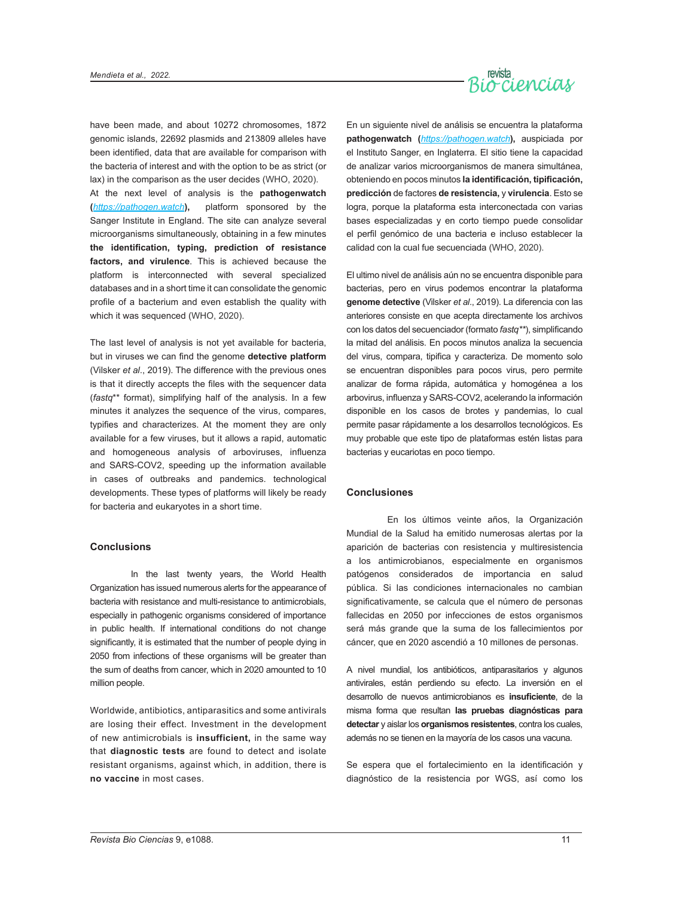have been made, and about 10272 chromosomes, 1872 genomic islands, 22692 plasmids and 213809 alleles have been identified, data that are available for comparison with the bacteria of interest and with the option to be as strict (or lax) in the comparison as the user decides (WHO, 2020).

At the next level of analysis is the **pathogenwatch (*https://pathogen.watch*),** platform sponsored by the Sanger Institute in England. The site can analyze several microorganisms simultaneously, obtaining in a few minutes **the identification, typing, prediction of resistance factors, and virulence**. This is achieved because the platform is interconnected with several specialized databases and in a short time it can consolidate the genomic profile of a bacterium and even establish the quality with which it was sequenced (WHO, 2020).

The last level of analysis is not yet available for bacteria, but in viruses we can find the genome **detective platform** (Vilsker *et al*., 2019). The difference with the previous ones is that it directly accepts the files with the sequencer data (*fastq*** format), simplifying half of the analysis. In a few minutes it analyzes the sequence of the virus, compares, typifies and characterizes. At the moment they are only available for a few viruses, but it allows a rapid, automatic and homogeneous analysis of arboviruses, influenza and SARS-COV2, speeding up the information available in cases of outbreaks and pandemics. technological developments. These types of platforms will likely be ready for bacteria and eukaryotes in a short time.

## Conclusions

In the last twenty years, the World Health Organization has issued numerous alerts for the appearance of bacteria with resistance and multi-resistance to antimicrobials, especially in pathogenic organisms considered of importance in public health. If international conditions do not change significantly, it is estimated that the number of people dying in 2050 from infections of these organisms will be greater than the sum of deaths from cancer, which in 2020 amounted to 10 million people.

Worldwide, antibiotics, antiparasitics and some antivirals are losing their effect. Investment in the development of new antimicrobials is **insufficient,** in the same way that **diagnostic tests** are found to detect and isolate resistant organisms, against which, in addition, there is **no vaccine** in most cases.

En un siguiente nivel de análisis se encuentra la plataforma **pathogenwatch (*https://pathogen.watch*),** auspiciada por el Instituto Sanger, en Inglaterra. El sitio tiene la capacidad de analizar varios microorganismos de manera simultánea, obteniendo en pocos minutos **la identificación, tipificación, predicción** de factores **de resistencia,** y **virulencia**. Esto se logra, porque la plataforma esta interconectada con varias bases especializadas y en corto tiempo puede consolidar el perfil genómico de una bacteria e incluso establecer la calidad con la cual fue secuenciada (WHO, 2020).

El ultimo nivel de análisis aún no se encuentra disponible para bacterias, pero en virus podemos encontrar la plataforma **genome detective** (Vilsker *et al*., 2019). La diferencia con las anteriores consiste en que acepta directamente los archivos con los datos del secuenciador (formato *fastq***), simplificando la mitad del análisis. En pocos minutos analiza la secuencia del virus, compara, tipifica y caracteriza. De momento solo se encuentran disponibles para pocos virus, pero permite analizar de forma rápida, automática y homogénea a los arbovirus, influenza y SARS-COV2, acelerando la información disponible en los casos de brotes y pandemias, lo cual permite pasar rápidamente a los desarrollos tecnológicos. Es muy probable que este tipo de plataformas estén listas para bacterias y eucariotas en poco tiempo.

## Conclusiones

En los últimos veinte años, la Organización Mundial de la Salud ha emitido numerosas alertas por la aparición de bacterias con resistencia y multiresistencia a los antimicrobianos, especialmente en organismos patógenos considerados de importancia en salud pública. Si las condiciones internacionales no cambian significativamente, se calcula que el número de personas fallecidas en 2050 por infecciones de estos organismos será más grande que la suma de los fallecimientos por cáncer, que en 2020 ascendió a 10 millones de personas.

A nivel mundial, los antibióticos, antiparasitarios y algunos antivirales, están perdiendo su efecto. La inversión en el desarrollo de nuevos antimicrobianos es **insuficiente**, de la misma forma que resultan **las pruebas diagnósticas para detectar** y aislar los **organismos resistentes**, contra los cuales, además no se tienen en la mayoría de los casos una vacuna.

Se espera que el fortalecimiento en la identificación y diagnóstico de la resistencia por WGS, así como los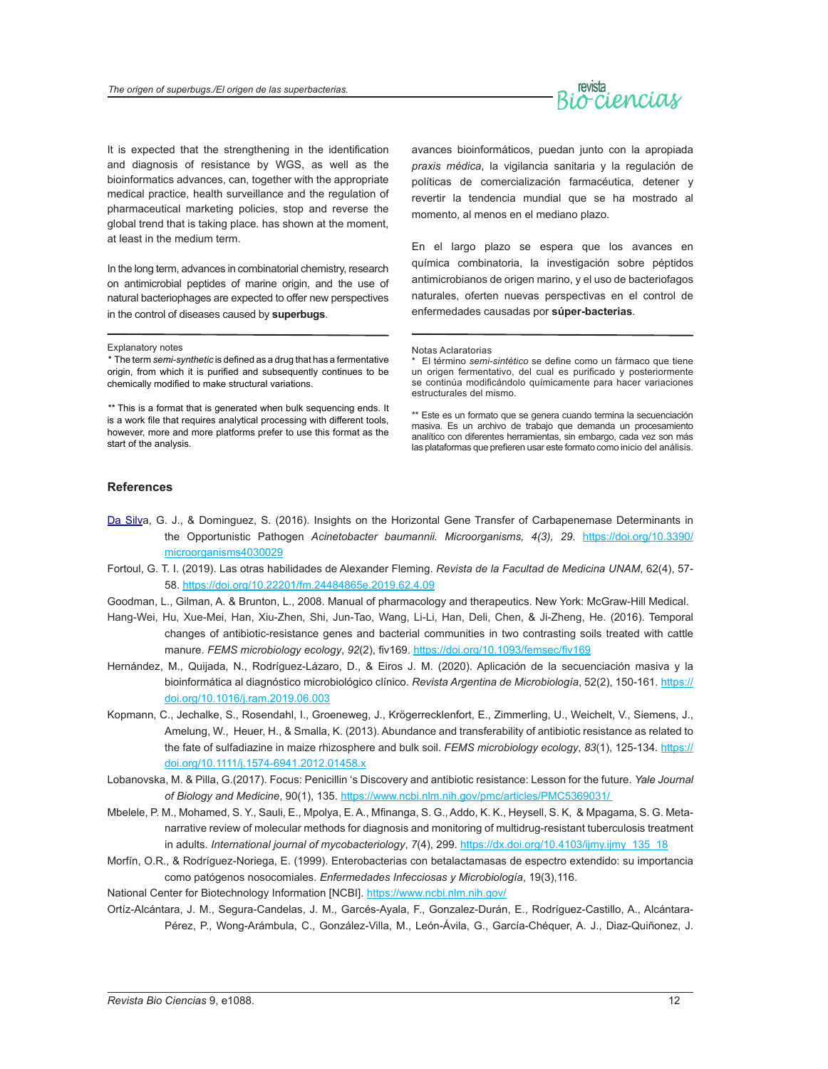It is expected that the strengthening in the identification and diagnosis of resistance by WGS, as well as the bioinformatics advances, can, together with the appropriate medical practice, health surveillance and the regulation of pharmaceutical marketing policies, stop and reverse the global trend that is taking place. has shown at the moment, at least in the medium term.

In the long term, advances in combinatorial chemistry, research on antimicrobial peptides of marine origin, and the use of natural bacteriophages are expected to offer new perspectives in the control of diseases caused by **superbugs**.

avances bioinformáticos, puedan junto con la apropiada *praxis médica*, la vigilancia sanitaria y la regulación de políticas de comercialización farmacéutica, detener y revertir la tendencia mundial que se ha mostrado al momento, al menos en el mediano plazo.

En el largo plazo se espera que los avances en química combinatoria, la investigación sobre péptidos antimicrobianos de origen marino, y el uso de bacteriofagos naturales, oferten nuevas perspectivas en el control de enfermedades causadas por **súper-bacterias**.

---

Explanatory notes

* The term *semi-synthetic* is defined as a drug that has a fermentative origin, from which it is purified and subsequently continues to be chemically modified to make structural variations.

** This is a format that is generated when bulk sequencing ends. It is a work file that requires analytical processing with different tools, however, more and more platforms prefer to use this format as the start of the analysis.

Notas Aclaratorias

* El término *semi-sintético* se define como un fármaco que tiene un origen fermentativo, del cual es purificado y posteriormente se continúa modificándolo químicamente para hacer variaciones estructurales del mismo.

** Este es un formato que se genera cuando termina la secuenciación masiva. Es un archivo de trabajo que demanda un procesamiento analítico con diferentes herramientas, sin embargo, cada vez son más las plataformas que prefieren usar este formato como inicio del análisis.

## References

Da Silva, G. J., & Dominguez, S. (2016). Insights on the Horizontal Gene Transfer of Carbapenemase Determinants in the Opportunistic Pathogen *Acinetobacter baumannii. Microorganisms, 4(3), 29*. https://doi.org/10.3390/microorganisms4030029

Fortoul, G. T. I. (2019). Las otras habilidades de Alexander Fleming. *Revista de la Facultad de Medicina UNAM*, 62(4), 57-58. https://doi.org/10.22201/fm.24484865e.2019.62.4.09

Goodman, L., Gilman, A. & Brunton, L., 2008. Manual of pharmacology and therapeutics. New York: McGraw-Hill Medical.

Hang-Wei, Hu, Xue-Mei, Han, Xiu-Zhen, Shi, Jun-Tao, Wang, Li-Li, Han, Deli, Chen, & Ji-Zheng, He. (2016). Temporal changes of antibiotic-resistance genes and bacterial communities in two contrasting soils treated with cattle manure. *FEMS microbiology ecology*, *92*(2), fiv169. https://doi.org/10.1093/femsec/fiv169

Hernández, M., Quijada, N., Rodríguez-Lázaro, D., & Eiros J. M. (2020). Aplicación de la secuenciación masiva y la bioinformática al diagnóstico microbiológico clínico. *Revista Argentina de Microbiología*, 52(2), 150-161. https://doi.org/10.1016/j.ram.2019.06.003

Kopmann, C., Jechalke, S., Rosendahl, I., Groeneweg, J., Krögerrecklenfort, E., Zimmerling, U., Weichelt, V., Siemens, J., Amelung, W., Heuer, H., & Smalla, K. (2013). Abundance and transferability of antibiotic resistance as related to the fate of sulfadiazine in maize rhizosphere and bulk soil. *FEMS microbiology ecology*, *83*(1), 125-134. https://doi.org/10.1111/j.1574-6941.2012.01458.x

Lobanovska, M. & Pilla, G.(2017). Focus: Penicillin 's Discovery and antibiotic resistance: Lesson for the future. *Yale Journal of Biology and Medicine*, 90(1), 135. https://www.ncbi.nlm.nih.gov/pmc/articles/PMC5369031/

Mbelele, P. M., Mohamed, S. Y., Sauli, E., Mpolya, E. A., Mfinanga, S. G., Addo, K. K., Heysell, S. K, & Mpagama, S. G. Meta-narrative review of molecular methods for diagnosis and monitoring of multidrug-resistant tuberculosis treatment in adults. *International journal of mycobacteriology*, *7*(4), 299. https://dx.doi.org/10.4103/ijmy.ijmy_135_18

Morfín, O.R., & Rodríguez-Noriega, E. (1999). Enterobacterias con betalactamasas de espectro extendido: su importancia como patógenos nosocomiales. *Enfermedades Infecciosas y Microbiología*, 19(3),116.

National Center for Biotechnology Information [NCBI]. https://www.ncbi.nlm.nih.gov/

Ortíz-Alcántara, J. M., Segura-Candelas, J. M., Garcés-Ayala, F., Gonzalez-Durán, E., Rodríguez-Castillo, A., Alcántara-Pérez, P., Wong-Arámbula, C., González-Villa, M., León-Ávila, G., García-Chéquer, A. J., Diaz-Quiñonez, J.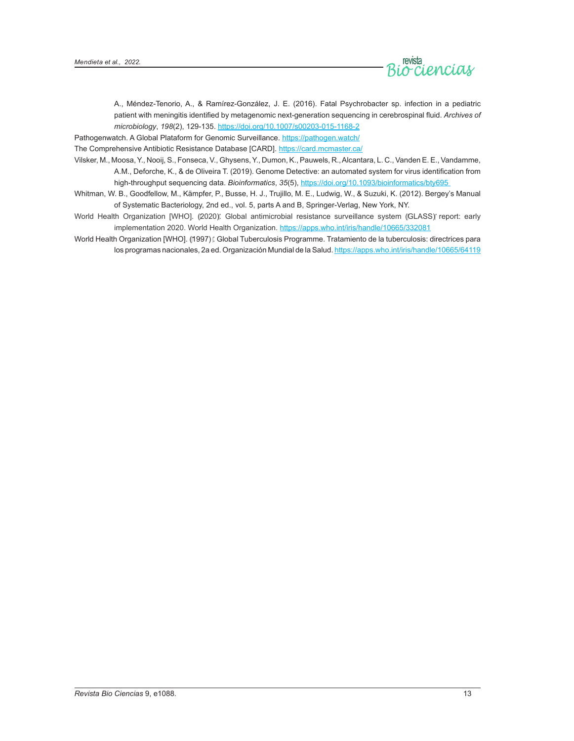A., Méndez-Tenorio, A., & Ramírez-González, J. E. (2016). Fatal Psychrobacter sp. infection in a pediatric patient with meningitis identified by metagenomic next-generation sequencing in cerebrospinal fluid. *Archives of microbiology*, *198*(2), 129-135. https://doi.org/10.1007/s00203-015-1168-2

Pathogenwatch. A Global Plataform for Genomic Surveillance. https://pathogen.watch/

The Comprehensive Antibiotic Resistance Database [CARD]. https://card.mcmaster.ca/

Vilsker, M., Moosa, Y., Nooij, S., Fonseca, V., Ghysens, Y., Dumon, K., Pauwels, R., Alcantara, L. C., Vanden E. E., Vandamme, A.M., Deforche, K., & de Oliveira T. (2019). Genome Detective: an automated system for virus identification from high-throughput sequencing data. *Bioinformatics*, *35*(5), https://doi.org/10.1093/bioinformatics/bty695

Whitman, W. B., Goodfellow, M., Kämpfer, P., Busse, H. J., Trujillo, M. E., Ludwig, W., & Suzuki, K. (2012). Bergey's Manual of Systematic Bacteriology, 2nd ed., vol. 5, parts A and B, Springer-Verlag, New York, NY.

World Health Organization [WHO]. (2020). Global antimicrobial resistance surveillance system (GLASS) report: early implementation 2020. World Health Organization. https://apps.who.int/iris/handle/10665/332081

World Health Organization [WHO]. (1997). Global Tuberculosis Programme. Tratamiento de la tuberculosis: directrices para los programas nacionales, 2a ed. Organización Mundial de la Salud. https://apps.who.int/iris/handle/10665/64119